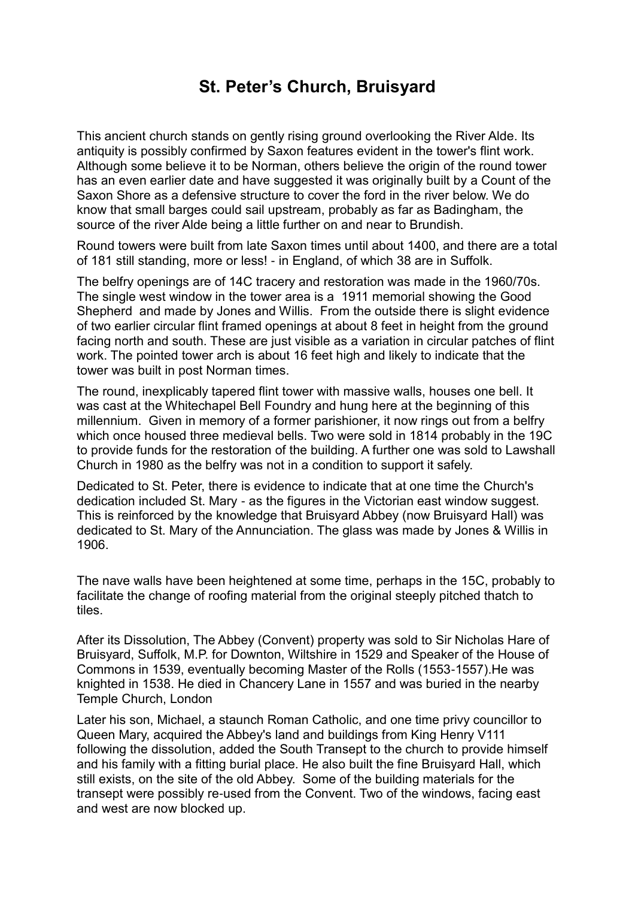# St. Peter's Church, Bruisyard

This ancient church stands on gently rising ground overlooking the River Alde. Its antiquity is possibly confirmed by Saxon features evident in the tower's flint work. Although some believe it to be Norman, others believe the origin of the round tower has an even earlier date and have suggested it was originally built by a Count of the Saxon Shore as a defensive structure to cover the ford in the river below. We do know that small barges could sail upstream, probably as far as Badingham, the source of the river Alde being a little further on and near to Brundish.

Round towers were built from late Saxon times until about 1400, and there are a total of 181 still standing, more or less! - in England, of which 38 are in Suffolk.

The belfry openings are of 14C tracery and restoration was made in the 1960/70s. The single west window in the tower area is a 1911 memorial showing the Good Shepherd and made by Jones and Willis. From the outside there is slight evidence of two earlier circular flint framed openings at about 8 feet in height from the ground facing north and south. These are just visible as a variation in circular patches of flint work. The pointed tower arch is about 16 feet high and likely to indicate that the tower was built in post Norman times.

The round, inexplicably tapered flint tower with massive walls, houses one bell. It was cast at the Whitechapel Bell Foundry and hung here at the beginning of this millennium. Given in memory of a former parishioner, it now rings out from a belfry which once housed three medieval bells. Two were sold in 1814 probably in the 19C to provide funds for the restoration of the building. A further one was sold to Lawshall Church in 1980 as the belfry was not in a condition to support it safely.

Dedicated to St. Peter, there is evidence to indicate that at one time the Church's dedication included St. Mary - as the figures in the Victorian east window suggest. This is reinforced by the knowledge that Bruisyard Abbey (now Bruisyard Hall) was dedicated to St. Mary of the Annunciation. The glass was made by Jones & Willis in 1906.

The nave walls have been heightened at some time, perhaps in the 15C, probably to facilitate the change of roofing material from the original steeply pitched thatch to tiles.

After its Dissolution, The Abbey (Convent) property was sold to Sir Nicholas Hare of Bruisyard, Suffolk, M.P. for Downton, Wiltshire in 1529 and Speaker of the House of Commons in 1539, eventually becoming Master of the Rolls (1553-1557).He was knighted in 1538. He died in Chancery Lane in 1557 and was buried in the nearby Temple Church, London

Later his son, Michael, a staunch Roman Catholic, and one time privy councillor to Queen Mary, acquired the Abbey's land and buildings from King Henry V111 following the dissolution, added the South Transept to the church to provide himself and his family with a fitting burial place. He also built the fine Bruisyard Hall, which still exists, on the site of the old Abbey. Some of the building materials for the transept were possibly re-used from the Convent. Two of the windows, facing east and west are now blocked up.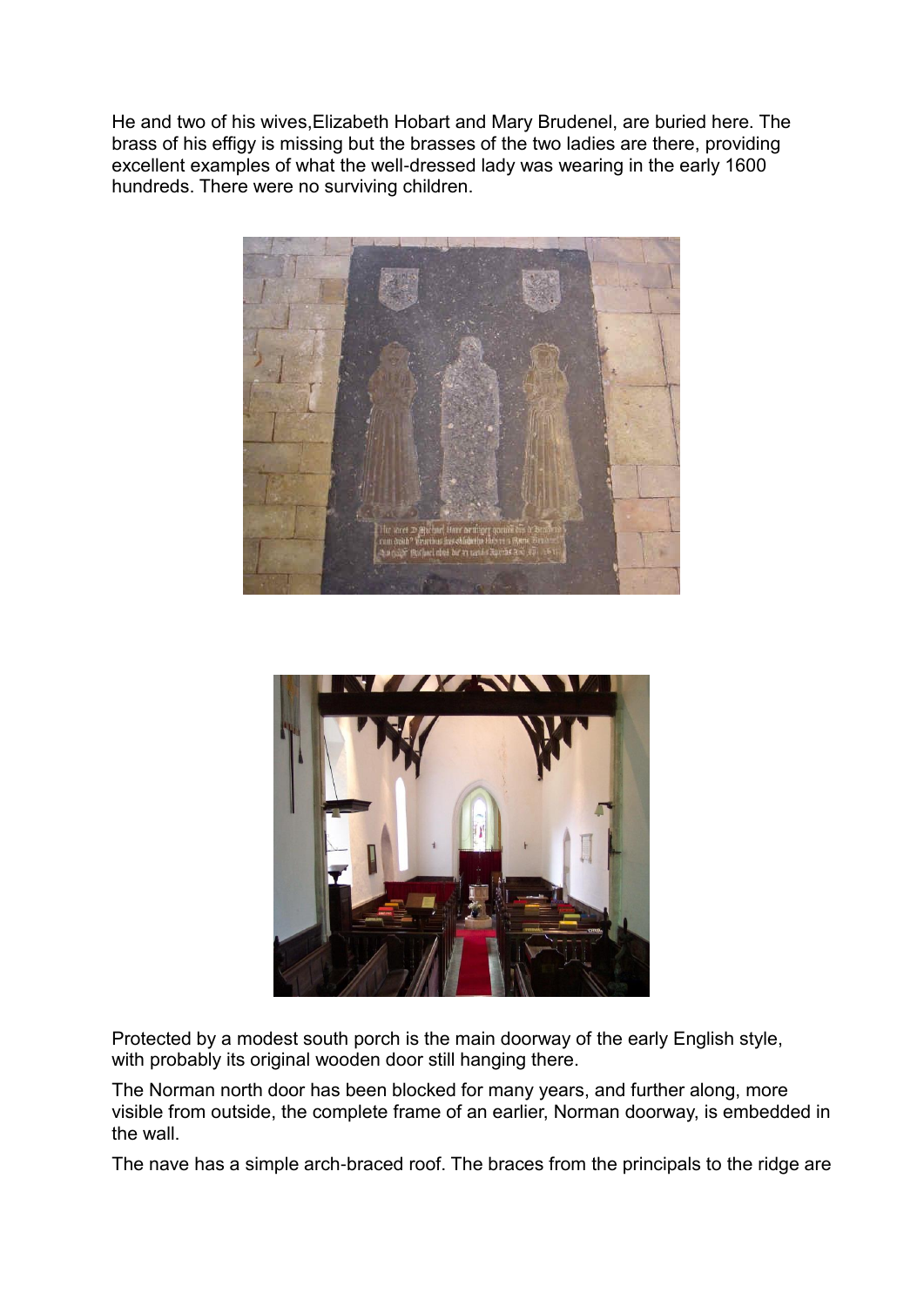He and two of his wives,Elizabeth Hobart and Mary Brudenel, are buried here. The brass of his effigy is missing but the brasses of the two ladies are there, providing excellent examples of what the well-dressed lady was wearing in the early 1600 hundreds. There were no surviving children.

Protected by a modest south porch is the main doorway of the early English style, with probably its original wooden door still hanging there.

The Norman north door has been blocked for many years, and further along, more visible from outside, the complete frame of an earlier, Norman doorway, is embedded in the wall.

The nave has a simple arch-braced roof. The braces from the principals to the ridge are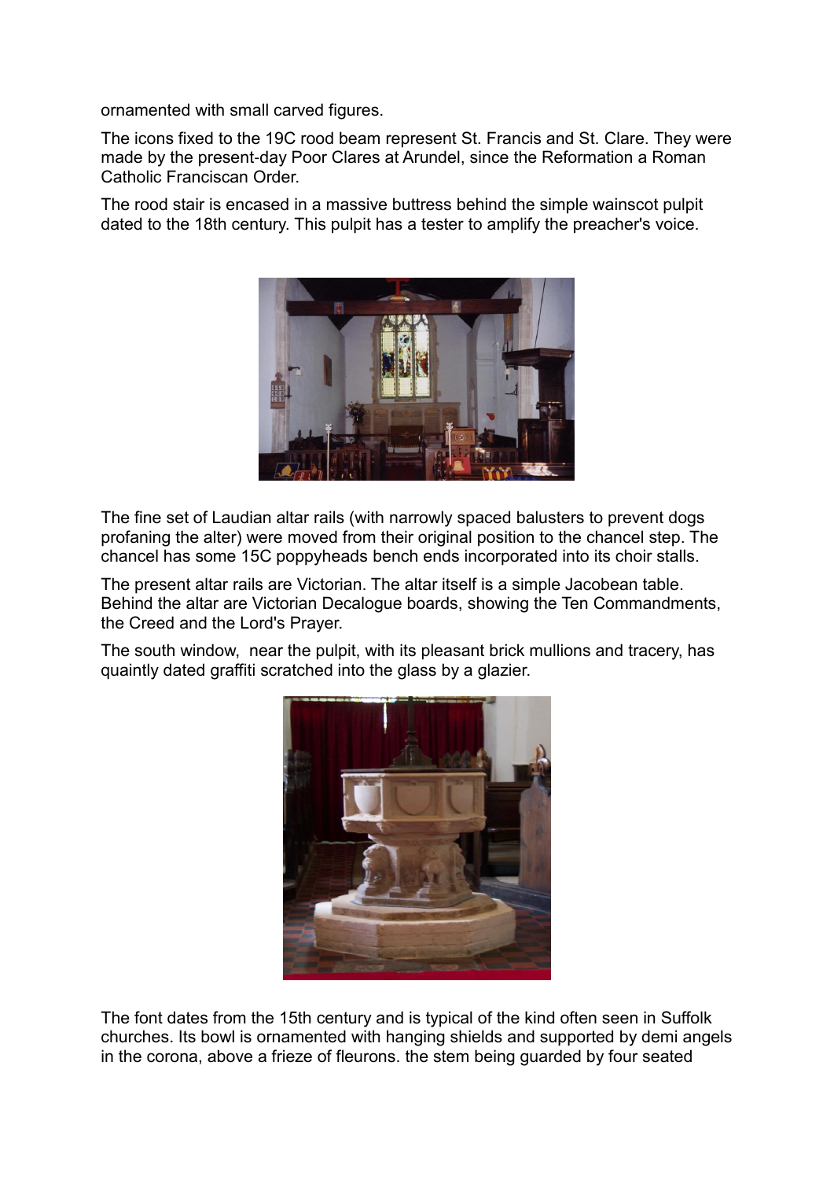ornamented with small carved figures.

The icons fixed to the 19C rood beam represent St. Francis and St. Clare. They were made by the present-day Poor Clares at Arundel, since the Reformation a Roman Catholic Franciscan Order.

The rood stair is encased in a massive buttress behind the simple wainscot pulpit dated to the 18th century. This pulpit has a tester to amplify the preacher's voice.

The fine set of Laudian altar rails (with narrowly spaced balusters to prevent dogs profaning the alter) were moved from their original position to the chancel step. The chancel has some 15C poppyheads bench ends incorporated into its choir stalls.

The present altar rails are Victorian. The altar itself is a simple Jacobean table. Behind the altar are Victorian Decalogue boards, showing the Ten Commandments, the Creed and the Lord's Prayer.

The south window, near the pulpit, with its pleasant brick mullions and tracery, has quaintly dated graffiti scratched into the glass by a glazier.

The font dates from the 15th century and is typical of the kind often seen in Suffolk churches. Its bowl is ornamented with hanging shields and supported by demi angels in the corona, above a frieze of fleurons. the stem being guarded by four seated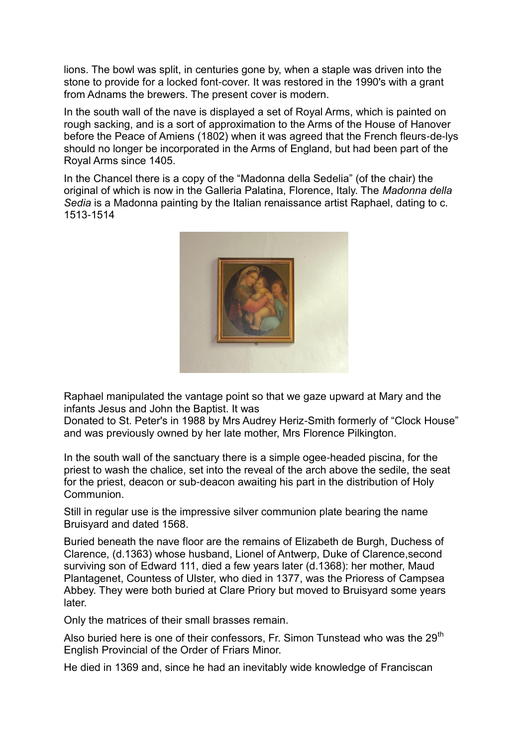lions. The bowl was split, in centuries gone by, when a staple was driven into the stone to provide for a locked font-cover. It was restored in the 1990's with a grant from Adnams the brewers. The present cover is modern.

In the south wall of the nave is displayed a set of Royal Arms, which is painted on rough sacking, and is a sort of approximation to the Arms of the House of Hanover before the Peace of Amiens (1802) when it was agreed that the French fleurs-de-lys should no longer be incorporated in the Arms of England, but had been part of the Royal Arms since 1405.

In the Chancel there is a copy of the "Madonna della Sedelia" (of the chair) the original of which is now in the Galleria Palatina, Florence, Italy. The *Madonna della Sedia* is a Madonna painting by the Italian renaissance artist Raphael, dating to c. 1513-1514

Raphael manipulated the vantage point so that we gaze upward at Mary and the infants Jesus and John the Baptist. It was
Donated to St. Peter's in 1988 by Mrs Audrey Heriz-Smith formerly of "Clock House" and was previously owned by her late mother, Mrs Florence Pilkington.

In the south wall of the sanctuary there is a simple ogee-headed piscina, for the priest to wash the chalice, set into the reveal of the arch above the sedile, the seat for the priest, deacon or sub-deacon awaiting his part in the distribution of Holy Communion.

Still in regular use is the impressive silver communion plate bearing the name Bruisyard and dated 1568.

Buried beneath the nave floor are the remains of Elizabeth de Burgh, Duchess of Clarence, (d.1363) whose husband, Lionel of Antwerp, Duke of Clarence,second surviving son of Edward 111, died a few years later (d.1368): her mother, Maud Plantagenet, Countess of Ulster, who died in 1377, was the Prioress of Campsea Abbey. They were both buried at Clare Priory but moved to Bruisyard some years later.

Only the matrices of their small brasses remain.

Also buried here is one of their confessors, Fr. Simon Tunstead who was the 29th English Provincial of the Order of Friars Minor.

He died in 1369 and, since he had an inevitably wide knowledge of Franciscan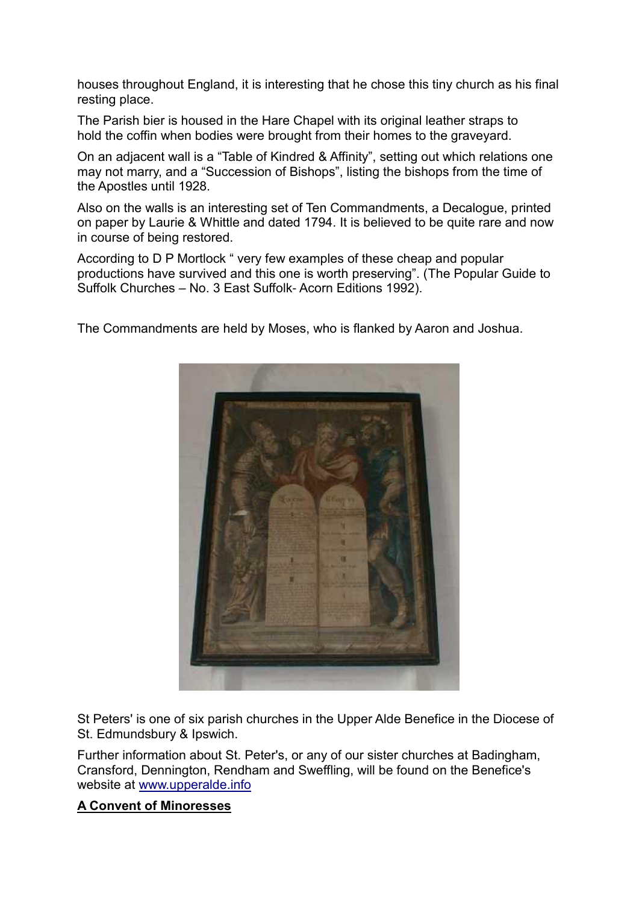houses throughout England, it is interesting that he chose this tiny church as his final resting place.

The Parish bier is housed in the Hare Chapel with its original leather straps to hold the coffin when bodies were brought from their homes to the graveyard.

On an adjacent wall is a “Table of Kindred & Affinity”, setting out which relations one may not marry, and a “Succession of Bishops”, listing the bishops from the time of the Apostles until 1928.

Also on the walls is an interesting set of Ten Commandments, a Decalogue, printed on paper by Laurie & Whittle and dated 1794. It is believed to be quite rare and now in course of being restored.

According to D P Mortlock “ very few examples of these cheap and popular productions have survived and this one is worth preserving”. (The Popular Guide to Suffolk Churches – No. 3 East Suffolk- Acorn Editions 1992).

The Commandments are held by Moses, who is flanked by Aaron and Joshua.

St Peters' is one of six parish churches in the Upper Alde Benefice in the Diocese of St. Edmundsbury & Ipswich.

Further information about St. Peter's, or any of our sister churches at Badingham, Cransford, Dennington, Rendham and Sweffling, will be found on the Benefice's website at [www.upperalde.info](www.upperalde.info)

**A Convent of Minoresses**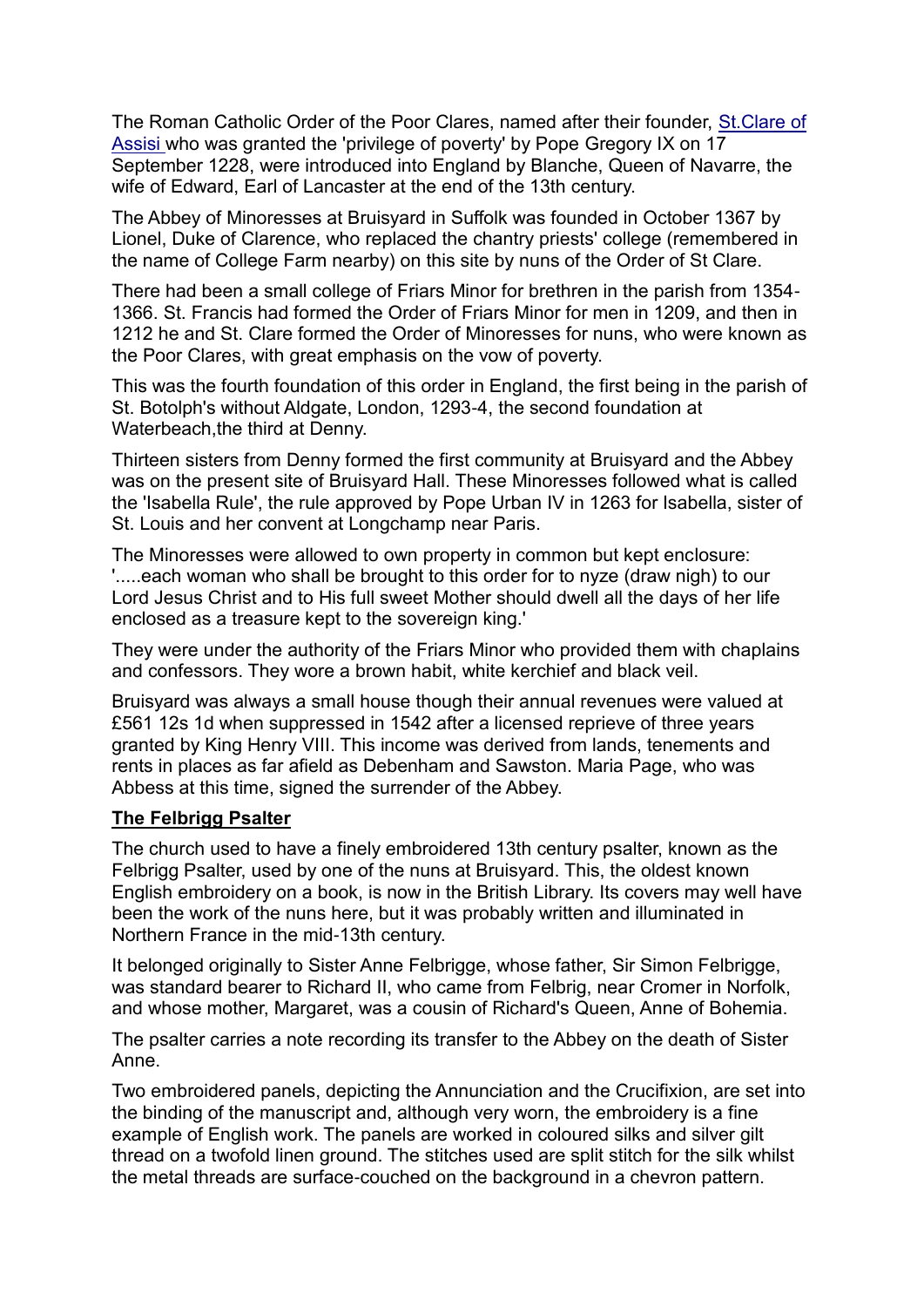The Roman Catholic Order of the Poor Clares, named after their founder, [St.Clare of Assisi](#) who was granted the 'privilege of poverty' by Pope Gregory IX on 17 September 1228, were introduced into England by Blanche, Queen of Navarre, the wife of Edward, Earl of Lancaster at the end of the 13th century.

The Abbey of Minoresses at Bruisyard in Suffolk was founded in October 1367 by Lionel, Duke of Clarence, who replaced the chantry priests' college (remembered in the name of College Farm nearby) on this site by nuns of the Order of St Clare.

There had been a small college of Friars Minor for brethren in the parish from 1354-1366. St. Francis had formed the Order of Friars Minor for men in 1209, and then in 1212 he and St. Clare formed the Order of Minoresses for nuns, who were known as the Poor Clares, with great emphasis on the vow of poverty.

This was the fourth foundation of this order in England, the first being in the parish of St. Botolph's without Aldgate, London, 1293-4, the second foundation at Waterbeach,the third at Denny.

Thirteen sisters from Denny formed the first community at Bruisyard and the Abbey was on the present site of Bruisyard Hall. These Minoresses followed what is called the 'Isabella Rule', the rule approved by Pope Urban IV in 1263 for Isabella, sister of St. Louis and her convent at Longchamp near Paris.

The Minoresses were allowed to own property in common but kept enclosure: '.....each woman who shall be brought to this order for to nyze (draw nigh) to our Lord Jesus Christ and to His full sweet Mother should dwell all the days of her life enclosed as a treasure kept to the sovereign king.'

They were under the authority of the Friars Minor who provided them with chaplains and confessors. They wore a brown habit, white kerchief and black veil.

Bruisyard was always a small house though their annual revenues were valued at £561 12s 1d when suppressed in 1542 after a licensed reprieve of three years granted by King Henry VIII. This income was derived from lands, tenements and rents in places as far afield as Debenham and Sawston. Maria Page, who was Abbess at this time, signed the surrender of the Abbey.

## The Felbrigg Psalter

The church used to have a finely embroidered 13th century psalter, known as the Felbrigg Psalter, used by one of the nuns at Bruisyard. This, the oldest known English embroidery on a book, is now in the British Library. Its covers may well have been the work of the nuns here, but it was probably written and illuminated in Northern France in the mid-13th century.

It belonged originally to Sister Anne Felbrigge, whose father, Sir Simon Felbrigge, was standard bearer to Richard II, who came from Felbrig, near Cromer in Norfolk, and whose mother, Margaret, was a cousin of Richard's Queen, Anne of Bohemia.

The psalter carries a note recording its transfer to the Abbey on the death of Sister Anne.

Two embroidered panels, depicting the Annunciation and the Crucifixion, are set into the binding of the manuscript and, although very worn, the embroidery is a fine example of English work. The panels are worked in coloured silks and silver gilt thread on a twofold linen ground. The stitches used are split stitch for the silk whilst the metal threads are surface-couched on the background in a chevron pattern.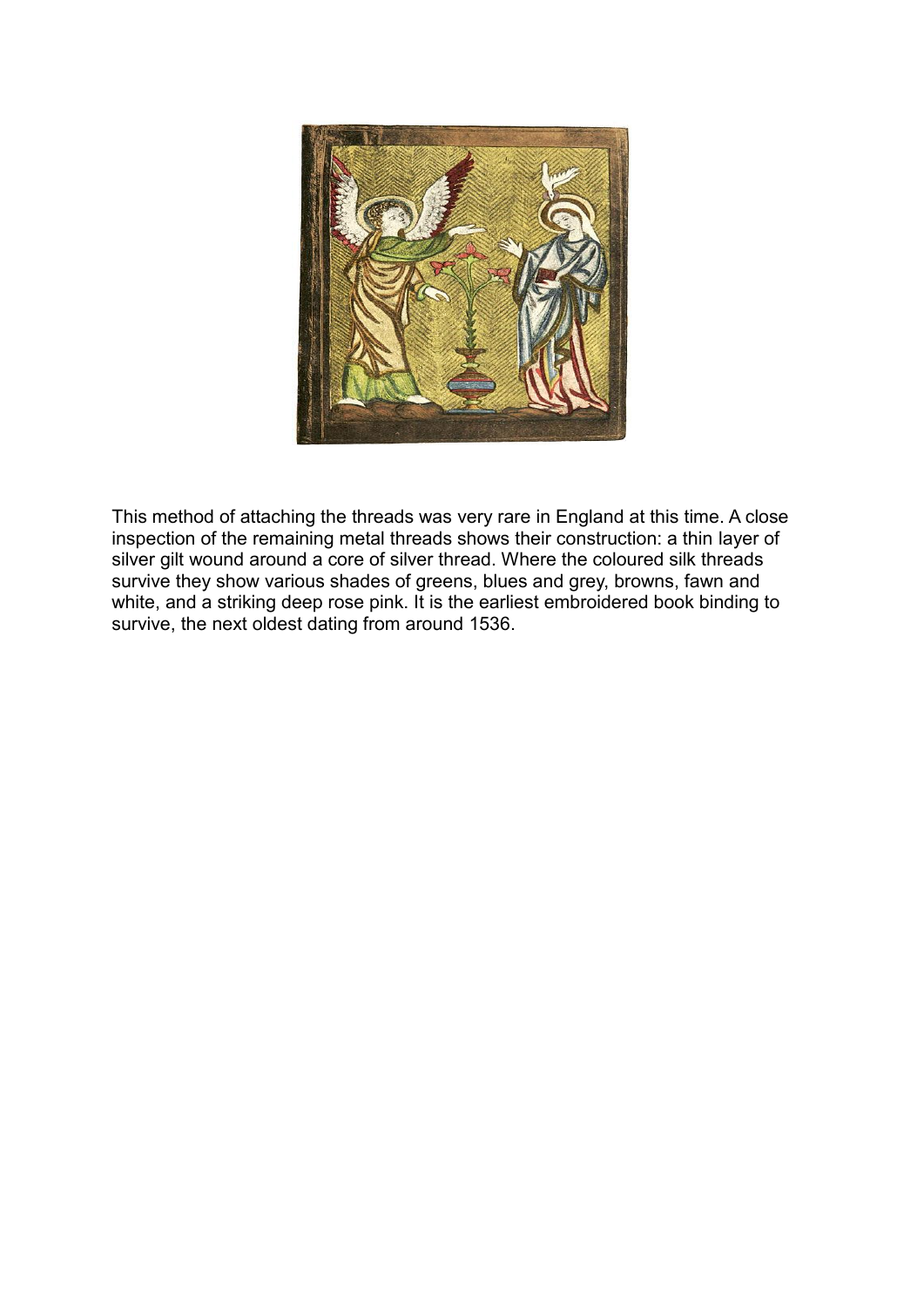This method of attaching the threads was very rare in England at this time. A close inspection of the remaining metal threads shows their construction: a thin layer of silver gilt wound around a core of silver thread. Where the coloured silk threads survive they show various shades of greens, blues and grey, browns, fawn and white, and a striking deep rose pink. It is the earliest embroidered book binding to survive, the next oldest dating from around 1536.